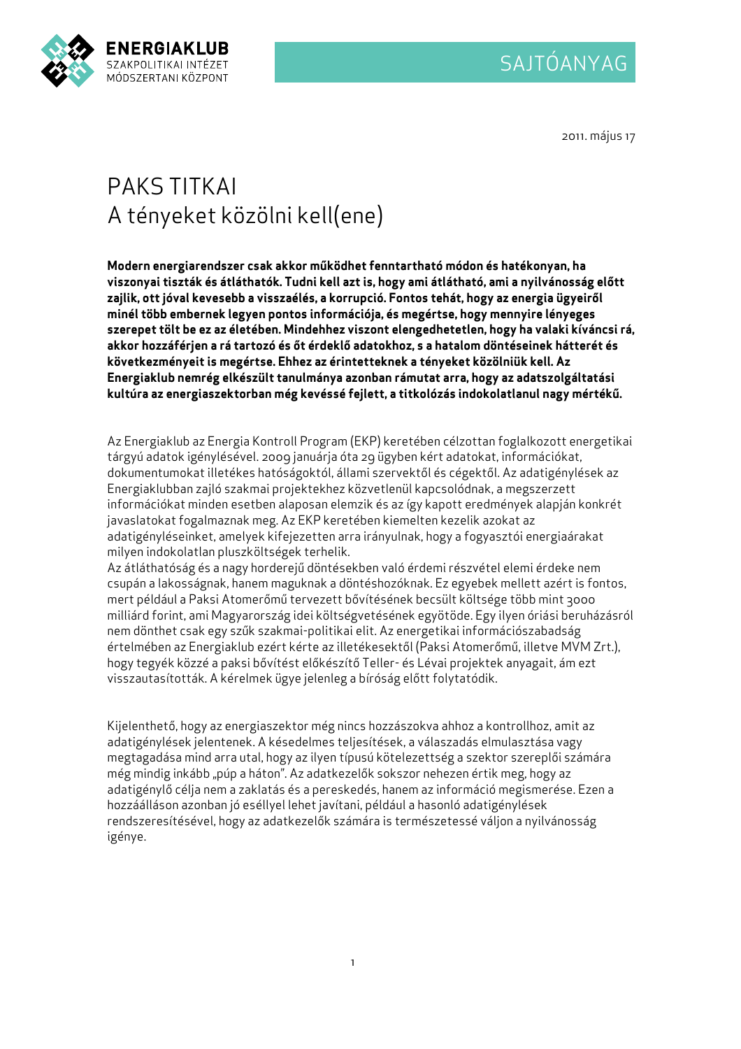ENERGIAKLUB
SZAKPOLITIKAI INTÉZET
MÓDSZERTANI KÖZPONT

SAJTÓANYAG

2011. május 17

# PAKS TITKAI
# A tényeket közölni kell(ene)

**Modern energiarendszer csak akkor működhet fenntartható módon és hatékonyan, ha viszonyai tiszták és átláthatók. Tudni kell azt is, hogy ami átlátható, ami a nyilvánosság előtt zajlik, ott jóval kevesebb a visszaélés, a korrupció. Fontos tehát, hogy az energia ügyeiről minél több embernek legyen pontos információja, és megértse, hogy mennyire lényeges szerepet tölt be ez az életében. Mindehhez viszont elengedhetetlen, hogy ha valaki kíváncsi rá, akkor hozzáférjen a rá tartozó és őt érdeklő adatokhoz, s a hatalom döntéseinek hátterét és következményeit is megértse. Ehhez az érintetteknek a tényeket közölniük kell. Az Energiaklub nemrég elkészült tanulmánya azonban rámutat arra, hogy az adatszolgáltatási kultúra az energiaszektorban még kevéssé fejlett, a titkolózás indokolatlanul nagy mértékű.**

Az Energiaklub az Energia Kontroll Program (EKP) keretében célzottan foglalkozott energetikai tárgyú adatok igénylésével. 2009 januárja óta 29 ügyben kért adatokat, információkat, dokumentumokat illetékes hatóságoktól, állami szervektől és cégektől. Az adatigénylések az Energiaklubban zajló szakmai projektekhez közvetlenül kapcsolódnak, a megszerzett információkat minden esetben alaposan elemzik és az így kapott eredmények alapján konkrét javaslatokat fogalmaznak meg. Az EKP keretében kiemelten kezelik azokat az adatigényléseinket, amelyek kifejezetten arra irányulnak, hogy a fogyasztói energiaárakat milyen indokolatlan pluszköltségek terhelik.
Az átláthatóság és a nagy horderejű döntésekben való érdemi részvétel elemi érdeke nem csupán a lakosságnak, hanem maguknak a döntéshozóknak. Ez egyebek mellett azért is fontos, mert például a Paksi Atomerőmű tervezett bővítésének becsült költsége több mint 3000 milliárd forint, ami Magyarország idei költségvetésének egyötöde. Egy ilyen óriási beruházásról nem dönthet csak egy szűk szakmai-politikai elit. Az energetikai információszabadság értelmében az Energiaklub ezért kérte az illetékesektől (Paksi Atomerőmű, illetve MVM Zrt.), hogy tegyék közzé a paksi bővítést előkészítő Teller- és Lévai projektek anyagait, ám ezt visszautasították. A kérelmek ügye jelenleg a bíróság előtt folytatódik.

Kijelenthető, hogy az energiaszektor még nincs hozzászokva ahhoz a kontrollhoz, amit az adatigénylések jelentenek. A késedelmes teljesítések, a válaszadás elmulasztása vagy megtagadása mind arra utal, hogy az ilyen típusú kötelezettség a szektor szereplői számára még mindig inkább „púp a háton". Az adatkezelők sokszor nehezen értik meg, hogy az adatigénylő célja nem a zaklatás és a pereskedés, hanem az információ megismerése. Ezen a hozzáálláson azonban jó eséllyel lehet javítani, például a hasonló adatigénylések rendszeresítésével, hogy az adatkezelők számára is természetessé váljon a nyilvánosság igénye.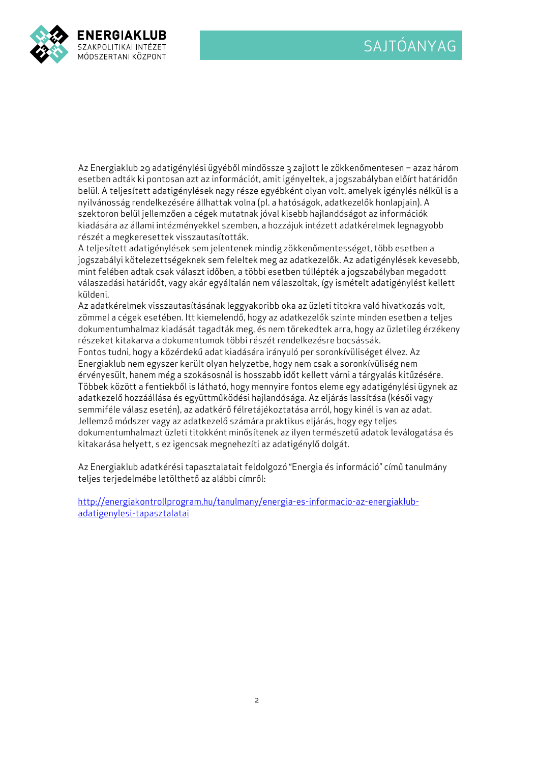Az Energiaklub 29 adatigénylési ügyéből mindössze 3 zajlott le zökkenőmentesen – azaz három esetben adták ki pontosan azt az információt, amit igényeltek, a jogszabályban előírt határidőn belül. A teljesített adatigénylések nagy része egyébként olyan volt, amelyek igénylés nélkül is a nyilvánosság rendelkezésére állhattak volna (pl. a hatóságok, adatkezelők honlapjain). A szektoron belül jellemzően a cégek mutatnak jóval kisebb hajlandóságot az információk kiadására az állami intézményekkel szemben, a hozzájuk intézett adatkérelmek legnagyobb részét a megkeresettek visszautasították.

A teljesített adatigénylések sem jelentenek mindig zökkenőmentességet, több esetben a jogszabályi kötelezettségeknek sem feleltek meg az adatkezelők. Az adatigénylések kevesebb, mint felében adtak csak választ időben, a többi esetben túllépték a jogszabályban megadott válaszadási határidőt, vagy akár egyáltalán nem válaszoltak, így ismételt adatigénylést kellett küldeni.

Az adatkérelmek visszautasításának leggyakoribb oka az üzleti titokra való hivatkozás volt, zömmel a cégek esetében. Itt kiemelendő, hogy az adatkezelők szinte minden esetben a teljes dokumentumhalmaz kiadását tagadták meg, és nem törekedtek arra, hogy az üzletileg érzékeny részeket kitakarva a dokumentumok többi részét rendelkezésre bocsássák.

Fontos tudni, hogy a közérdekű adat kiadására irányuló per soronkívüliséget élvez. Az Energiaklub nem egyszer került olyan helyzetbe, hogy nem csak a soronkívüliség nem érvényesült, hanem még a szokásosnál is hosszabb időt kellett várni a tárgyalás kitűzésére.

Többek között a fentiekből is látható, hogy mennyire fontos eleme egy adatigénylési ügynek az adatkezelő hozzáállása és együttműködési hajlandósága. Az eljárás lassítása (késői vagy semmiféle válasz esetén), az adatkérő félretájékoztatása arról, hogy kinél is van az adat. Jellemző módszer vagy az adatkezelő számára praktikus eljárás, hogy egy teljes dokumentumhalmazt üzleti titokként minősítenek az ilyen természetű adatok leválogatása és kitakarása helyett, s ez igencsak megnehezíti az adatigénylő dolgát.

Az Energiaklub adatkérési tapasztalatait feldolgozó "Energia és információ" című tanulmány teljes terjedelmébe letölthető az alábbi címről:

[http://energiakontrollprogram.hu/tanulmany/energia-es-informacio-az-energiaklub-adatigenylesi-tapasztalatai](http://energiakontrollprogram.hu/tanulmany/energia-es-informacio-az-energiaklub-adatigenylesi-tapasztalatai)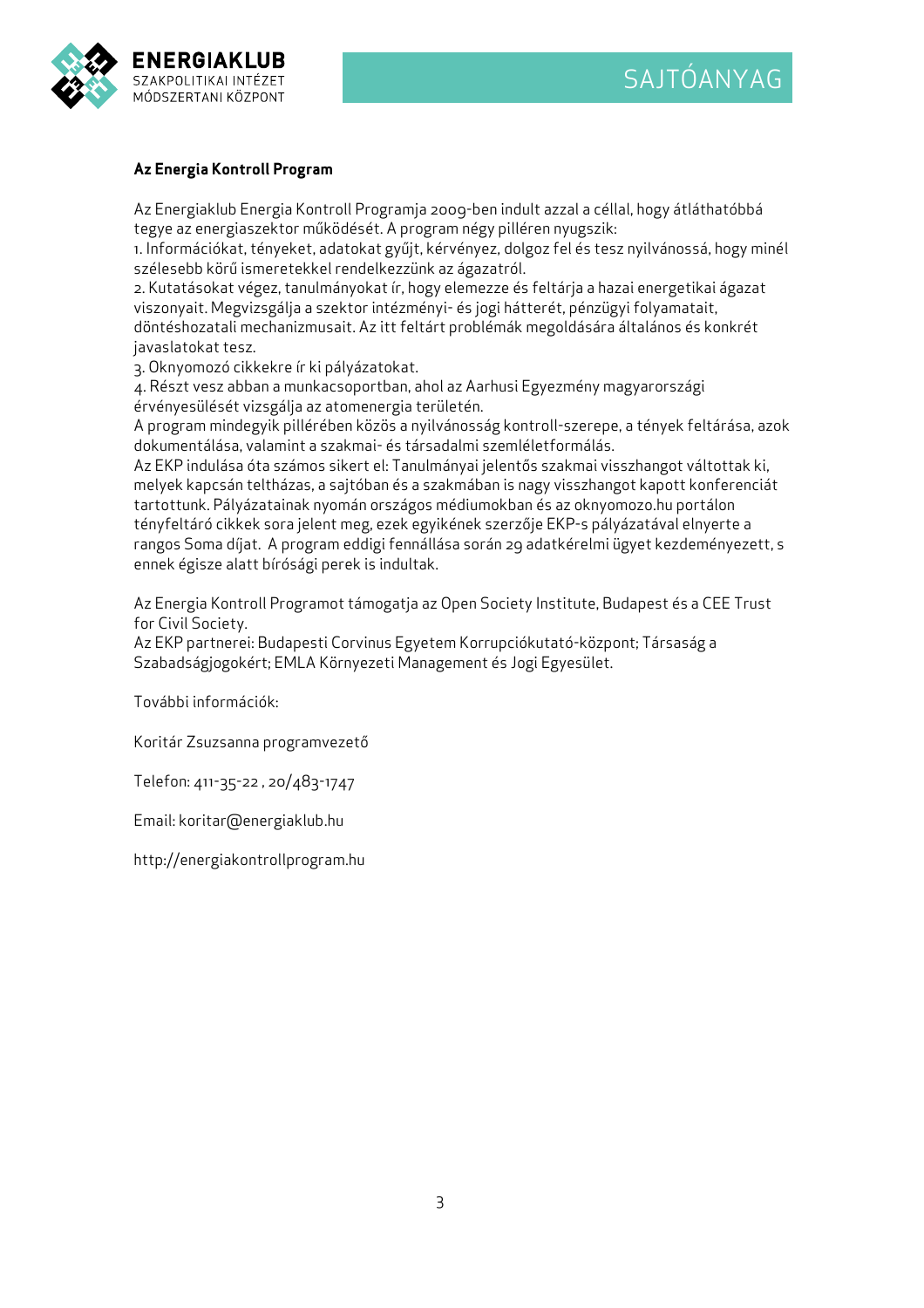**Az Energia Kontroll Program**

Az Energiaklub Energia Kontroll Programja 2009-ben indult azzal a céllal, hogy átláthatóbbá tegye az energiaszektor működését. A program négy pilléren nyugszik:
1. Információkat, tényeket, adatokat gyűjt, kérvényez, dolgoz fel és tesz nyilvánossá, hogy minél szélesebb körű ismeretekkel rendelkezzünk az ágazatról.
2. Kutatásokat végez, tanulmányokat ír, hogy elemezze és feltárja a hazai energetikai ágazat viszonyait. Megvizsgálja a szektor intézményi- és jogi hátterét, pénzügyi folyamatait, döntéshozatali mechanizmusait. Az itt feltárt problémák megoldására általános és konkrét javaslatokat tesz.
3. Oknyomozó cikkekre ír ki pályázatokat.
4. Részt vesz abban a munkacsoportban, ahol az Aarhusi Egyezmény magyarországi érvényesülését vizsgálja az atomenergia területén.
A program mindegyik pillérében közös a nyilvánosság kontroll-szerepe, a tények feltárása, azok dokumentálása, valamint a szakmai- és társadalmi szemléletformálás.
Az EKP indulása óta számos sikert el: Tanulmányai jelentős szakmai visszhangot váltottak ki, melyek kapcsán telt házas, a sajtóban és a szakmában is nagy visszhangot kapott konferenciát tartottunk. Pályázatainak nyomán országos médiumokban és az oknyomozo.hu portálon tényfeltáró cikkek sora jelent meg, ezek egyikének szerzője EKP-s pályázatával elnyerte a rangos Soma díjat. A program eddigi fennállása során 29 adatkérelmi ügyet kezdeményezett, s ennek égisze alatt bírósági perek is indultak.

Az Energia Kontroll Programot támogatja az Open Society Institute, Budapest és a CEE Trust for Civil Society.
Az EKP partnerei: Budapesti Corvinus Egyetem Korrupciókutató-központ; Társaság a Szabadságjogokért; EMLA Környezeti Management és Jogi Egyesület.

További információk:

Koritár Zsuzsanna programvezető

Telefon: 411-35-22 , 20/483-1747

Email: koritar@energiaklub.hu

http://energiakontrollprogram.hu